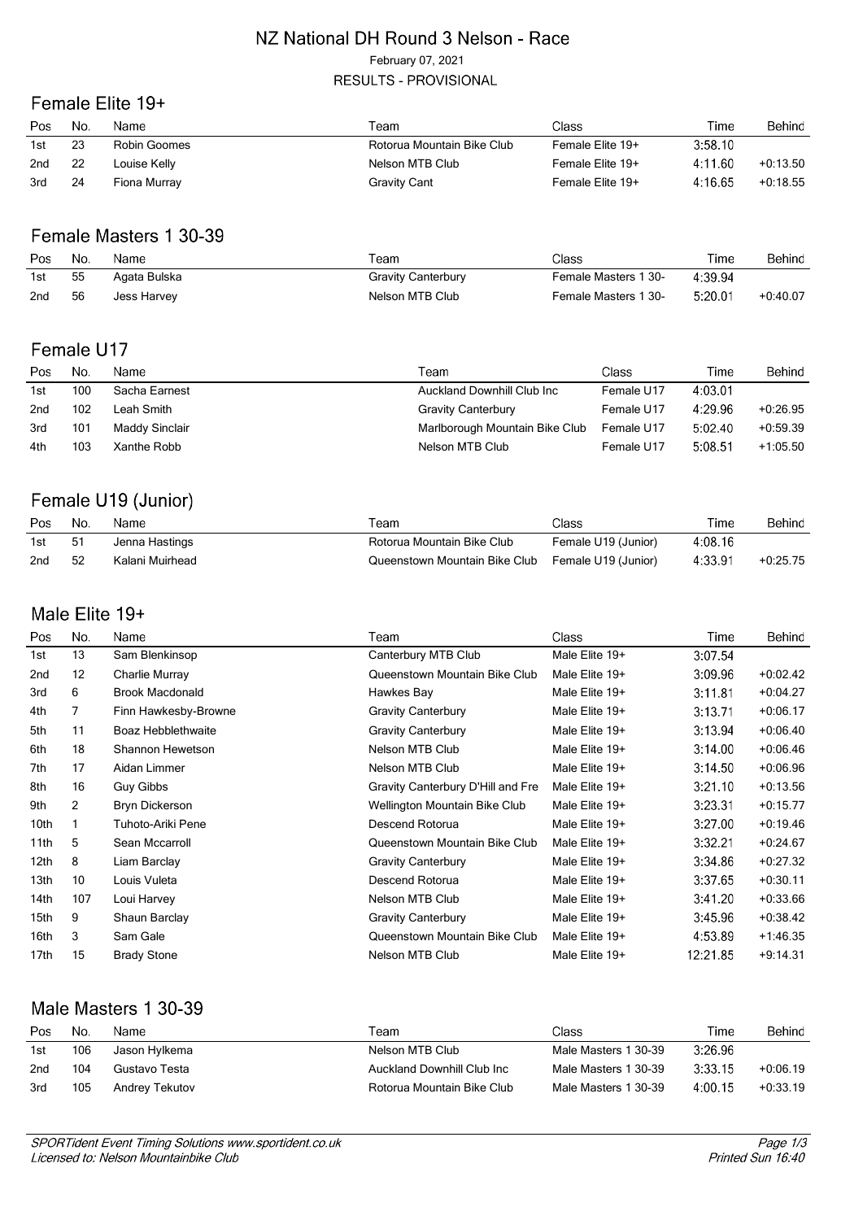# NZ National DH Round 3 Nelson - Race

February 07, 2021

RESULTS - PROVISIONAL

## Female Elite 19+

| Pos | No. | Name | Team | Class | Time | Behind |
|---|---|---|---|---|---|---|
| 1st | 23 | Robin Goomes | Rotorua Mountain Bike Club | Female Elite 19+ | 3:58.10 | |
| 2nd | 22 | Louise Kelly | Nelson MTB Club | Female Elite 19+ | 4:11.60 | +0:13.50 |
| 3rd | 24 | Fiona Murray | Gravity Cant | Female Elite 19+ | 4:16.65 | +0:18.55 |

## Female Masters 1 30-39

| Pos | No. | Name | Team | Class | Time | Behind |
|---|---|---|---|---|---|---|
| 1st | 55 | Agata Bulska | Gravity Canterbury | Female Masters 1 30- | 4:39.94 | |
| 2nd | 56 | Jess Harvey | Nelson MTB Club | Female Masters 1 30- | 5:20.01 | +0:40.07 |

## Female U17

| Pos | No. | Name | Team | Class | Time | Behind |
|---|---|---|---|---|---|---|
| 1st | 100 | Sacha Earnest | Auckland Downhill Club Inc | Female U17 | 4:03.01 | |
| 2nd | 102 | Leah Smith | Gravity Canterbury | Female U17 | 4:29.96 | +0:26.95 |
| 3rd | 101 | Maddy Sinclair | Marlborough Mountain Bike Club | Female U17 | 5:02.40 | +0:59.39 |
| 4th | 103 | Xanthe Robb | Nelson MTB Club | Female U17 | 5:08.51 | +1:05.50 |

## Female U19 (Junior)

| Pos | No. | Name | Team | Class | Time | Behind |
|---|---|---|---|---|---|---|
| 1st | 51 | Jenna Hastings | Rotorua Mountain Bike Club | Female U19 (Junior) | 4:08.16 | |
| 2nd | 52 | Kalani Muirhead | Queenstown Mountain Bike Club | Female U19 (Junior) | 4:33.91 | +0:25.75 |

## Male Elite 19+

| Pos | No. | Name | Team | Class | Time | Behind |
|---|---|---|---|---|---|---|
| 1st | 13 | Sam Blenkinsop | Canterbury MTB Club | Male Elite 19+ | 3:07.54 | |
| 2nd | 12 | Charlie Murray | Queenstown Mountain Bike Club | Male Elite 19+ | 3:09.96 | +0:02.42 |
| 3rd | 6 | Brook Macdonald | Hawkes Bay | Male Elite 19+ | 3:11.81 | +0:04.27 |
| 4th | 7 | Finn Hawkesby-Browne | Gravity Canterbury | Male Elite 19+ | 3:13.71 | +0:06.17 |
| 5th | 11 | Boaz Hebblethwaite | Gravity Canterbury | Male Elite 19+ | 3:13.94 | +0:06.40 |
| 6th | 18 | Shannon Hewetson | Nelson MTB Club | Male Elite 19+ | 3:14.00 | +0:06.46 |
| 7th | 17 | Aidan Limmer | Nelson MTB Club | Male Elite 19+ | 3:14.50 | +0:06.96 |
| 8th | 16 | Guy Gibbs | Gravity Canterbury D'Hill and Fre | Male Elite 19+ | 3:21.10 | +0:13.56 |
| 9th | 2 | Bryn Dickerson | Wellington Mountain Bike Club | Male Elite 19+ | 3:23.31 | +0:15.77 |
| 10th | 1 | Tuhoto-Ariki Pene | Descend Rotorua | Male Elite 19+ | 3:27.00 | +0:19.46 |
| 11th | 5 | Sean Mccarroll | Queenstown Mountain Bike Club | Male Elite 19+ | 3:32.21 | +0:24.67 |
| 12th | 8 | Liam Barclay | Gravity Canterbury | Male Elite 19+ | 3:34.86 | +0:27.32 |
| 13th | 10 | Louis Vuleta | Descend Rotorua | Male Elite 19+ | 3:37.65 | +0:30.11 |
| 14th | 107 | Loui Harvey | Nelson MTB Club | Male Elite 19+ | 3:41.20 | +0:33.66 |
| 15th | 9 | Shaun Barclay | Gravity Canterbury | Male Elite 19+ | 3:45.96 | +0:38.42 |
| 16th | 3 | Sam Gale | Queenstown Mountain Bike Club | Male Elite 19+ | 4:53.89 | +1:46.35 |
| 17th | 15 | Brady Stone | Nelson MTB Club | Male Elite 19+ | 12:21.85 | +9:14.31 |

## Male Masters 1 30-39

| Pos | No. | Name | Team | Class | Time | Behind |
|---|---|---|---|---|---|---|
| 1st | 106 | Jason Hylkema | Nelson MTB Club | Male Masters 1 30-39 | 3:26.96 | |
| 2nd | 104 | Gustavo Testa | Auckland Downhill Club Inc | Male Masters 1 30-39 | 3:33.15 | +0:06.19 |
| 3rd | 105 | Andrey Tekutov | Rotorua Mountain Bike Club | Male Masters 1 30-39 | 4:00.15 | +0:33.19 |

*SPORTident Event Timing Solutions www.sportident.co.uk*
*Licensed to: Nelson Mountainbike Club*

*Printed Sun 16:40*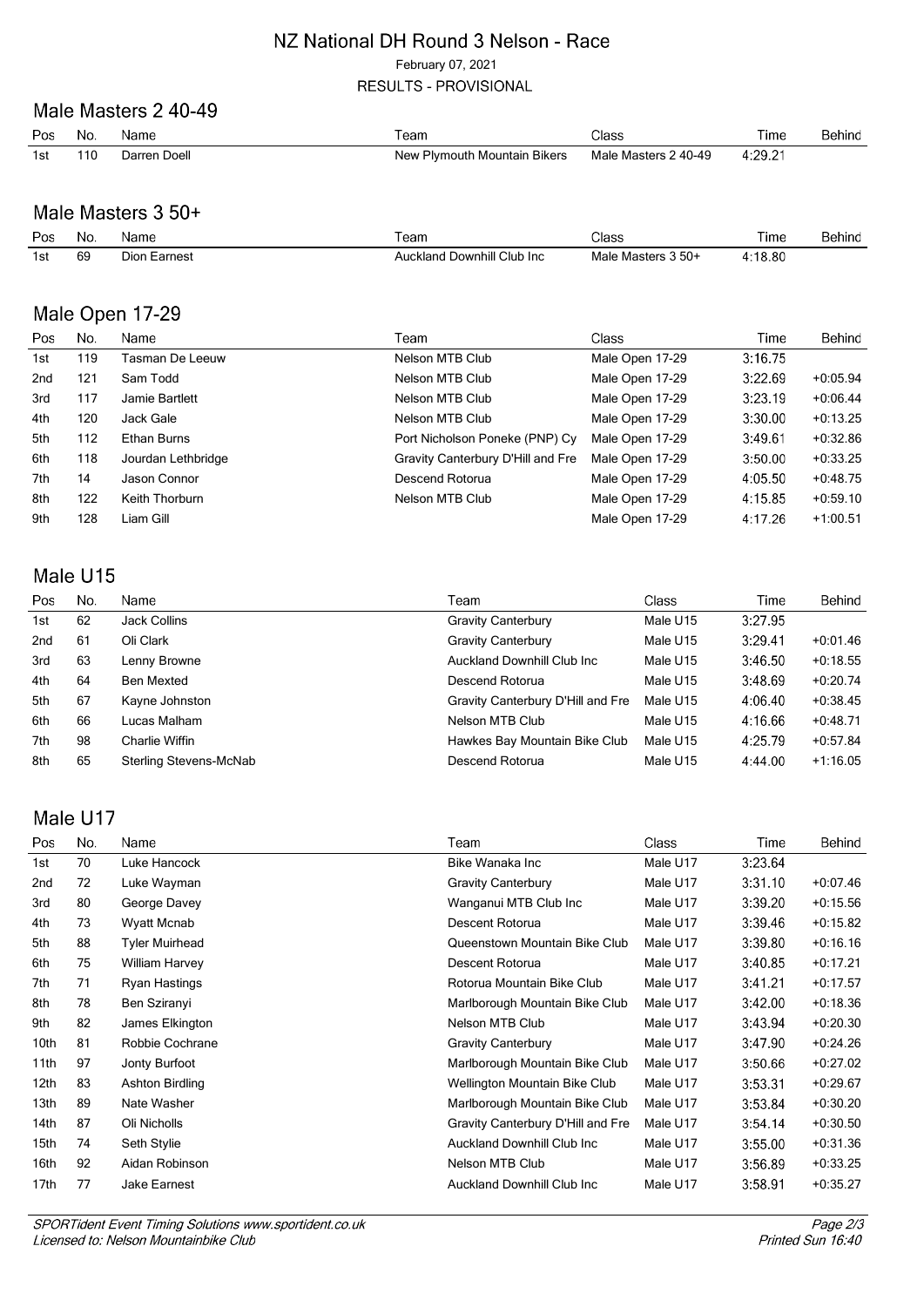# NZ National DH Round 3 Nelson - Race

February 07, 2021

RESULTS - PROVISIONAL

## Male Masters 2 40-49

| Pos | No. | Name | Team | Class | Time | Behind |
|---|---|---|---|---|---|---|
| 1st | 110 | Darren Doell | New Plymouth Mountain Bikers | Male Masters 2 40-49 | 4:29.21 | |

## Male Masters 3 50+

| Pos | No. | Name | Team | Class | Time | Behind |
|---|---|---|---|---|---|---|
| 1st | 69 | Dion Earnest | Auckland Downhill Club Inc | Male Masters 3 50+ | 4:18.80 | |

## Male Open 17-29

| Pos | No. | Name | Team | Class | Time | Behind |
|---|---|---|---|---|---|---|
| 1st | 119 | Tasman De Leeuw | Nelson MTB Club | Male Open 17-29 | 3:16.75 | |
| 2nd | 121 | Sam Todd | Nelson MTB Club | Male Open 17-29 | 3:22.69 | +0:05.94 |
| 3rd | 117 | Jamie Bartlett | Nelson MTB Club | Male Open 17-29 | 3:23.19 | +0:06.44 |
| 4th | 120 | Jack Gale | Nelson MTB Club | Male Open 17-29 | 3:30.00 | +0:13.25 |
| 5th | 112 | Ethan Burns | Port Nicholson Poneke (PNP) Cy | Male Open 17-29 | 3:49.61 | +0:32.86 |
| 6th | 118 | Jourdan Lethbridge | Gravity Canterbury D'Hill and Fre | Male Open 17-29 | 3:50.00 | +0:33.25 |
| 7th | 14 | Jason Connor | Descend Rotorua | Male Open 17-29 | 4:05.50 | +0:48.75 |
| 8th | 122 | Keith Thorburn | Nelson MTB Club | Male Open 17-29 | 4:15.85 | +0:59.10 |
| 9th | 128 | Liam Gill | | Male Open 17-29 | 4:17.26 | +1:00.51 |

## Male U15

| Pos | No. | Name | Team | Class | Time | Behind |
|---|---|---|---|---|---|---|
| 1st | 62 | Jack Collins | Gravity Canterbury | Male U15 | 3:27.95 | |
| 2nd | 61 | Oli Clark | Gravity Canterbury | Male U15 | 3:29.41 | +0:01.46 |
| 3rd | 63 | Lenny Browne | Auckland Downhill Club Inc | Male U15 | 3:46.50 | +0:18.55 |
| 4th | 64 | Ben Mexted | Descend Rotorua | Male U15 | 3:48.69 | +0:20.74 |
| 5th | 67 | Kayne Johnston | Gravity Canterbury D'Hill and Fre | Male U15 | 4:06.40 | +0:38.45 |
| 6th | 66 | Lucas Malham | Nelson MTB Club | Male U15 | 4:16.66 | +0:48.71 |
| 7th | 98 | Charlie Wiffin | Hawkes Bay Mountain Bike Club | Male U15 | 4:25.79 | +0:57.84 |
| 8th | 65 | Sterling Stevens-McNab | Descend Rotorua | Male U15 | 4:44.00 | +1:16.05 |

## Male U17

| Pos | No. | Name | Team | Class | Time | Behind |
|---|---|---|---|---|---|---|
| 1st | 70 | Luke Hancock | Bike Wanaka Inc | Male U17 | 3:23.64 | |
| 2nd | 72 | Luke Wayman | Gravity Canterbury | Male U17 | 3:31.10 | +0:07.46 |
| 3rd | 80 | George Davey | Wanganui MTB Club Inc | Male U17 | 3:39.20 | +0:15.56 |
| 4th | 73 | Wyatt Mcnab | Descent Rotorua | Male U17 | 3:39.46 | +0:15.82 |
| 5th | 88 | Tyler Muirhead | Queenstown Mountain Bike Club | Male U17 | 3:39.80 | +0:16.16 |
| 6th | 75 | William Harvey | Descent Rotorua | Male U17 | 3:40.85 | +0:17.21 |
| 7th | 71 | Ryan Hastings | Rotorua Mountain Bike Club | Male U17 | 3:41.21 | +0:17.57 |
| 8th | 78 | Ben Sziranyi | Marlborough Mountain Bike Club | Male U17 | 3:42.00 | +0:18.36 |
| 9th | 82 | James Elkington | Nelson MTB Club | Male U17 | 3:43.94 | +0:20.30 |
| 10th | 81 | Robbie Cochrane | Gravity Canterbury | Male U17 | 3:47.90 | +0:24.26 |
| 11th | 97 | Jonty Burfoot | Marlborough Mountain Bike Club | Male U17 | 3:50.66 | +0:27.02 |
| 12th | 83 | Ashton Birdling | Wellington Mountain Bike Club | Male U17 | 3:53.31 | +0:29.67 |
| 13th | 89 | Nate Washer | Marlborough Mountain Bike Club | Male U17 | 3:53.84 | +0:30.20 |
| 14th | 87 | Oli Nicholls | Gravity Canterbury D'Hill and Fre | Male U17 | 3:54.14 | +0:30.50 |
| 15th | 74 | Seth Stylie | Auckland Downhill Club Inc | Male U17 | 3:55.00 | +0:31.36 |
| 16th | 92 | Aidan Robinson | Nelson MTB Club | Male U17 | 3:56.89 | +0:33.25 |
| 17th | 77 | Jake Earnest | Auckland Downhill Club Inc | Male U17 | 3:58.91 | +0:35.27 |

*SPORTident Event Timing Solutions www.sportident.co.uk*
*Licensed to: Nelson Mountainbike Club*
*Printed Sun 16:40*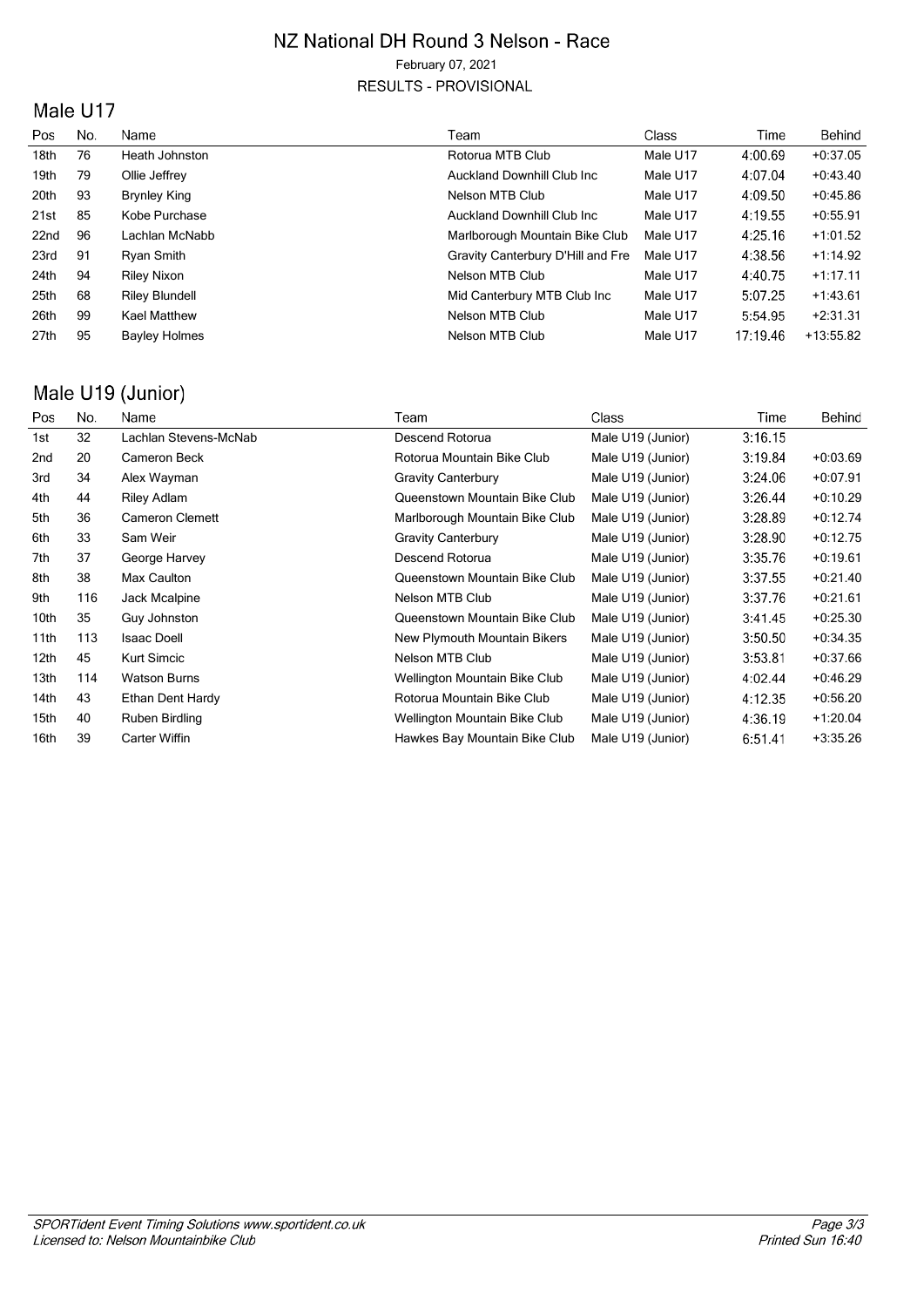# NZ National DH Round 3 Nelson - Race

February 07, 2021

RESULTS - PROVISIONAL

## Male U17

| Pos | No. | Name | Team | Class | Time | Behind |
|---|---|---|---|---|---|---|
| 18th | 76 | Heath Johnston | Rotorua MTB Club | Male U17 | 4:00.69 | +0:37.05 |
| 19th | 79 | Ollie Jeffrey | Auckland Downhill Club Inc | Male U17 | 4:07.04 | +0:43.40 |
| 20th | 93 | Brynley King | Nelson MTB Club | Male U17 | 4:09.50 | +0:45.86 |
| 21st | 85 | Kobe Purchase | Auckland Downhill Club Inc | Male U17 | 4:19.55 | +0:55.91 |
| 22nd | 96 | Lachlan McNabb | Marlborough Mountain Bike Club | Male U17 | 4:25.16 | +1:01.52 |
| 23rd | 91 | Ryan Smith | Gravity Canterbury D'Hill and Fre | Male U17 | 4:38.56 | +1:14.92 |
| 24th | 94 | Riley Nixon | Nelson MTB Club | Male U17 | 4:40.75 | +1:17.11 |
| 25th | 68 | Riley Blundell | Mid Canterbury MTB Club Inc | Male U17 | 5:07.25 | +1:43.61 |
| 26th | 99 | Kael Matthew | Nelson MTB Club | Male U17 | 5:54.95 | +2:31.31 |
| 27th | 95 | Bayley Holmes | Nelson MTB Club | Male U17 | 17:19.46 | +13:55.82 |

## Male U19 (Junior)

| Pos | No. | Name | Team | Class | Time | Behind |
|---|---|---|---|---|---|---|
| 1st | 32 | Lachlan Stevens-McNab | Descend Rotorua | Male U19 (Junior) | 3:16.15 | |
| 2nd | 20 | Cameron Beck | Rotorua Mountain Bike Club | Male U19 (Junior) | 3:19.84 | +0:03.69 |
| 3rd | 34 | Alex Wayman | Gravity Canterbury | Male U19 (Junior) | 3:24.06 | +0:07.91 |
| 4th | 44 | Riley Adlam | Queenstown Mountain Bike Club | Male U19 (Junior) | 3:26.44 | +0:10.29 |
| 5th | 36 | Cameron Clemett | Marlborough Mountain Bike Club | Male U19 (Junior) | 3:28.89 | +0:12.74 |
| 6th | 33 | Sam Weir | Gravity Canterbury | Male U19 (Junior) | 3:28.90 | +0:12.75 |
| 7th | 37 | George Harvey | Descend Rotorua | Male U19 (Junior) | 3:35.76 | +0:19.61 |
| 8th | 38 | Max Caulton | Queenstown Mountain Bike Club | Male U19 (Junior) | 3:37.55 | +0:21.40 |
| 9th | 116 | Jack Mcalpine | Nelson MTB Club | Male U19 (Junior) | 3:37.76 | +0:21.61 |
| 10th | 35 | Guy Johnston | Queenstown Mountain Bike Club | Male U19 (Junior) | 3:41.45 | +0:25.30 |
| 11th | 113 | Isaac Doell | New Plymouth Mountain Bikers | Male U19 (Junior) | 3:50.50 | +0:34.35 |
| 12th | 45 | Kurt Simcic | Nelson MTB Club | Male U19 (Junior) | 3:53.81 | +0:37.66 |
| 13th | 114 | Watson Burns | Wellington Mountain Bike Club | Male U19 (Junior) | 4:02.44 | +0:46.29 |
| 14th | 43 | Ethan Dent Hardy | Rotorua Mountain Bike Club | Male U19 (Junior) | 4:12.35 | +0:56.20 |
| 15th | 40 | Ruben Birdling | Wellington Mountain Bike Club | Male U19 (Junior) | 4:36.19 | +1:20.04 |
| 16th | 39 | Carter Wiffin | Hawkes Bay Mountain Bike Club | Male U19 (Junior) | 6:51.41 | +3:35.26 |

*SPORTident Event Timing Solutions www.sportident.co.uk*
*Licensed to: Nelson Mountainbike Club*

*Printed Sun 16:40*